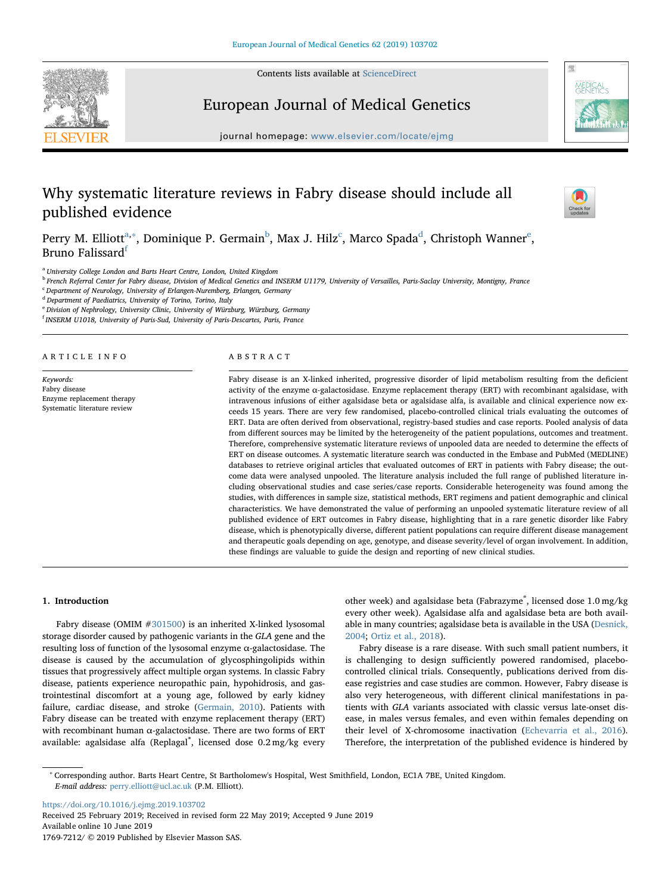# Why systematic literature reviews in Fabry disease should include all published evidence

Perry M. Elliott[a,*], Dominique P. Germain[b], Max J. Hilz[c], Marco Spada[d], Christoph Wanner[e], Bruno Falissard[f]

[a] University College London and Barts Heart Centre, London, United Kingdom
[b] French Referral Center for Fabry disease, Division of Medical Genetics and INSERM U1179, University of Versailles, Paris-Saclay University, Montigny, France
[c] Department of Neurology, University of Erlangen-Nuremberg, Erlangen, Germany
[d] Department of Paediatrics, University of Torino, Torino, Italy
[e] Division of Nephrology, University Clinic, University of Würzburg, Würzburg, Germany
[f] INSERM U1018, University of Paris-Sud, University of Paris-Descartes, Paris, France

## ARTICLE INFO

*Keywords:*
Fabry disease
Enzyme replacement therapy
Systematic literature review

## ABSTRACT

Fabry disease is an X-linked inherited, progressive disorder of lipid metabolism resulting from the deficient activity of the enzyme α-galactosidase. Enzyme replacement therapy (ERT) with recombinant agalsidase, with intravenous infusions of either agalsidase beta or agalsidase alfa, is available and clinical experience now exceeds 15 years. There are very few randomised, placebo-controlled clinical trials evaluating the outcomes of ERT. Data are often derived from observational, registry-based studies and case reports. Pooled analysis of data from different sources may be limited by the heterogeneity of the patient populations, outcomes and treatment. Therefore, comprehensive systematic literature reviews of unpooled data are needed to determine the effects of ERT on disease outcomes. A systematic literature search was conducted in the Embase and PubMed (MEDLINE) databases to retrieve original articles that evaluated outcomes of ERT in patients with Fabry disease; the outcome data were analysed unpooled. The literature analysis included the full range of published literature including observational studies and case series/case reports. Considerable heterogeneity was found among the studies, with differences in sample size, statistical methods, ERT regimens and patient demographic and clinical characteristics. We have demonstrated the value of performing an unpooled systematic literature review of all published evidence of ERT outcomes in Fabry disease, highlighting that in a rare genetic disorder like Fabry disease, which is phenotypically diverse, different patient populations can require different disease management and therapeutic goals depending on age, genotype, and disease severity/level of organ involvement. In addition, these findings are valuable to guide the design and reporting of new clinical studies.

## 1. Introduction

Fabry disease (OMIM #301500) is an inherited X-linked lysosomal storage disorder caused by pathogenic variants in the *GLA* gene and the resulting loss of function of the lysosomal enzyme α-galactosidase. The disease is caused by the accumulation of glycosphingolipids within tissues that progressively affect multiple organ systems. In classic Fabry disease, patients experience neuropathic pain, hypohidrosis, and gastrointestinal discomfort at a young age, followed by early kidney failure, cardiac disease, and stroke (Germain, 2010). Patients with Fabry disease can be treated with enzyme replacement therapy (ERT) with recombinant human α-galactosidase. There are two forms of ERT available: agalsidase alfa (Replagal®, licensed dose 0.2 mg/kg every other week) and agalsidase beta (Fabrazyme®, licensed dose 1.0 mg/kg every other week). Agalsidase alfa and agalsidase beta are both available in many countries; agalsidase beta is available in the USA (Desnick, 2004; Ortiz et al., 2018).

Fabry disease is a rare disease. With such small patient numbers, it is challenging to design sufficiently powered randomised, placebo-controlled clinical trials. Consequently, publications derived from disease registries and case studies are common. However, Fabry disease is also very heterogeneous, with different clinical manifestations in patients with *GLA* variants associated with classic versus late-onset disease, in males versus females, and even within females depending on their level of X-chromosome inactivation (Echevarria et al., 2016). Therefore, the interpretation of the published evidence is hindered by

* Corresponding author. Barts Heart Centre, St Bartholomew's Hospital, West Smithfield, London, EC1A 7BE, United Kingdom.
*E-mail address:* perry.elliott@ucl.ac.uk (P.M. Elliott).

https://doi.org/10.1016/j.ejmg.2019.103702
Received 25 February 2019; Received in revised form 22 May 2019; Accepted 9 June 2019
Available online 10 June 2019
1769-7212/ © 2019 Published by Elsevier Masson SAS.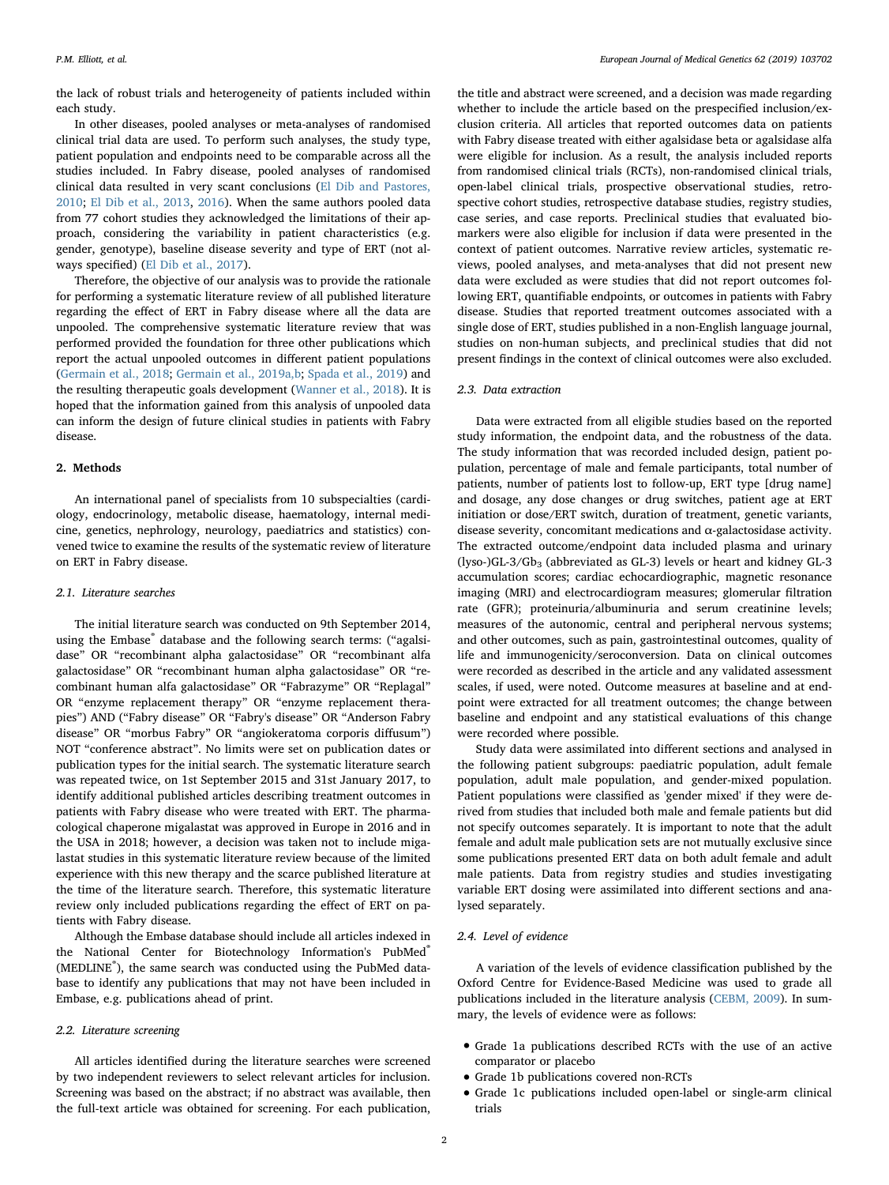the lack of robust trials and heterogeneity of patients included within each study.

In other diseases, pooled analyses or meta-analyses of randomised clinical trial data are used. To perform such analyses, the study type, patient population and endpoints need to be comparable across all the studies included. In Fabry disease, pooled analyses of randomised clinical data resulted in very scant conclusions (El Dib and Pastores, 2010; El Dib et al., 2013, 2016). When the same authors pooled data from 77 cohort studies they acknowledged the limitations of their approach, considering the variability in patient characteristics (e.g. gender, genotype), baseline disease severity and type of ERT (not always specified) (El Dib et al., 2017).

Therefore, the objective of our analysis was to provide the rationale for performing a systematic literature review of all published literature regarding the effect of ERT in Fabry disease where all the data are unpooled. The comprehensive systematic literature review that was performed provided the foundation for three other publications which report the actual unpooled outcomes in different patient populations (Germain et al., 2018; Germain et al., 2019a,b; Spada et al., 2019) and the resulting therapeutic goals development (Wanner et al., 2018). It is hoped that the information gained from this analysis of unpooled data can inform the design of future clinical studies in patients with Fabry disease.

## 2. Methods

An international panel of specialists from 10 subspecialties (cardiology, endocrinology, metabolic disease, haematology, internal medicine, genetics, nephrology, neurology, paediatrics and statistics) convened twice to examine the results of the systematic review of literature on ERT in Fabry disease.

### 2.1. Literature searches

The initial literature search was conducted on 9th September 2014, using the Embase® database and the following search terms: ("agalsidase" OR "recombinant alpha galactosidase" OR "recombinant alfa galactosidase" OR "recombinant human alpha galactosidase" OR "recombinant human alfa galactosidase" OR "Fabrazyme" OR "Replagal" OR "enzyme replacement therapy" OR "enzyme replacement therapies") AND ("Fabry disease" OR "Fabry's disease" OR "Anderson Fabry disease" OR "morbus Fabry" OR "angiokeratoma corporis diffusum") NOT "conference abstract". No limits were set on publication dates or publication types for the initial search. The systematic literature search was repeated twice, on 1st September 2015 and 31st January 2017, to identify additional published articles describing treatment outcomes in patients with Fabry disease who were treated with ERT. The pharmacological chaperone migalastat was approved in Europe in 2016 and in the USA in 2018; however, a decision was taken not to include migalastat studies in this systematic literature review because of the limited experience with this new therapy and the scarce published literature at the time of the literature search. Therefore, this systematic literature review only included publications regarding the effect of ERT on patients with Fabry disease.

Although the Embase database should include all articles indexed in the National Center for Biotechnology Information's PubMed® (MEDLINE®), the same search was conducted using the PubMed database to identify any publications that may not have been included in Embase, e.g. publications ahead of print.

### 2.2. Literature screening

All articles identified during the literature searches were screened by two independent reviewers to select relevant articles for inclusion. Screening was based on the abstract; if no abstract was available, then the full-text article was obtained for screening. For each publication, the title and abstract were screened, and a decision was made regarding whether to include the article based on the prespecified inclusion/exclusion criteria. All articles that reported outcomes data on patients with Fabry disease treated with either agalsidase beta or agalsidase alfa were eligible for inclusion. As a result, the analysis included reports from randomised clinical trials (RCTs), non-randomised clinical trials, open-label clinical trials, prospective observational studies, retrospective cohort studies, retrospective database studies, registry studies, case series, and case reports. Preclinical studies that evaluated biomarkers were also eligible for inclusion if data were presented in the context of patient outcomes. Narrative review articles, systematic reviews, pooled analyses, and meta-analyses that did not present new data were excluded as were studies that did not report outcomes following ERT, quantifiable endpoints, or outcomes in patients with Fabry disease. Studies that reported treatment outcomes associated with a single dose of ERT, studies published in a non-English language journal, studies on non-human subjects, and preclinical studies that did not present findings in the context of clinical outcomes were also excluded.

### 2.3. Data extraction

Data were extracted from all eligible studies based on the reported study information, the endpoint data, and the robustness of the data. The study information that was recorded included design, patient population, percentage of male and female participants, total number of patients, number of patients lost to follow-up, ERT type [drug name] and dosage, any dose changes or drug switches, patient age at ERT initiation or dose/ERT switch, duration of treatment, genetic variants, disease severity, concomitant medications and α-galactosidase activity. The extracted outcome/endpoint data included plasma and urinary (lyso-)GL-3/$Gb_3$ (abbreviated as GL-3) levels or heart and kidney GL-3 accumulation scores; cardiac echocardiographic, magnetic resonance imaging (MRI) and electrocardiogram measures; glomerular filtration rate (GFR); proteinuria/albuminuria and serum creatinine levels; measures of the autonomic, central and peripheral nervous systems; and other outcomes, such as pain, gastrointestinal outcomes, quality of life and immunogenicity/seroconversion. Data on clinical outcomes were recorded as described in the article and any validated assessment scales, if used, were noted. Outcome measures at baseline and at endpoint were extracted for all treatment outcomes; the change between baseline and endpoint and any statistical evaluations of this change were recorded where possible.

Study data were assimilated into different sections and analysed in the following patient subgroups: paediatric population, adult female population, adult male population, and gender-mixed population. Patient populations were classified as 'gender mixed' if they were derived from studies that included both male and female patients but did not specify outcomes separately. It is important to note that the adult female and adult male publication sets are not mutually exclusive since some publications presented ERT data on both adult female and adult male patients. Data from registry studies and studies investigating variable ERT dosing were assimilated into different sections and analysed separately.

### 2.4. Level of evidence

A variation of the levels of evidence classification published by the Oxford Centre for Evidence-Based Medicine was used to grade all publications included in the literature analysis (CEBM, 2009). In summary, the levels of evidence were as follows:

- Grade 1a publications described RCTs with the use of an active comparator or placebo
- Grade 1b publications covered non-RCTs
- Grade 1c publications included open-label or single-arm clinical trials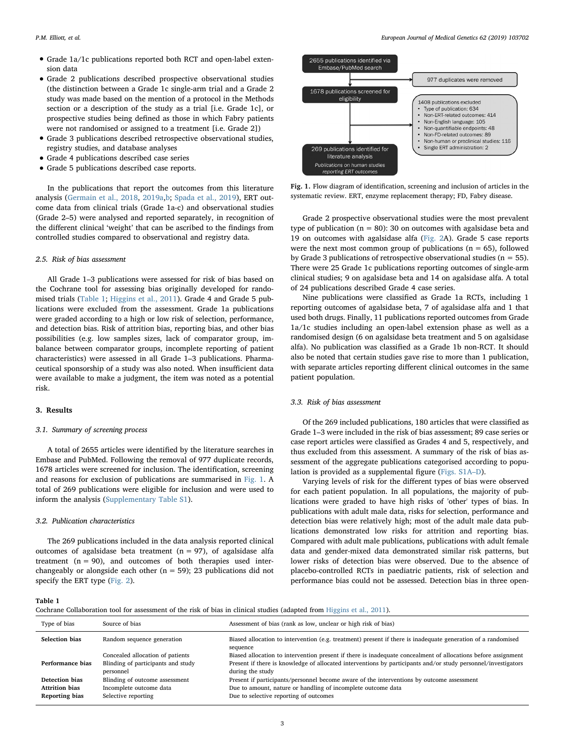- Grade 1a/1c publications reported both RCT and open-label extension data
- Grade 2 publications described prospective observational studies (the distinction between a Grade 1c single-arm trial and a Grade 2 study was made based on the mention of a protocol in the Methods section or a description of the study as a trial [i.e. Grade 1c], or prospective studies being defined as those in which Fabry patients were not randomised or assigned to a treatment [i.e. Grade 2])
- Grade 3 publications described retrospective observational studies, registry studies, and database analyses
- Grade 4 publications described case series
- Grade 5 publications described case reports.

In the publications that report the outcomes from this literature analysis (Germain et al., 2018, 2019a,b; Spada et al., 2019), ERT outcome data from clinical trials (Grade 1a-c) and observational studies (Grade 2–5) were analysed and reported separately, in recognition of the different clinical 'weight' that can be ascribed to the findings from controlled studies compared to observational and registry data.

### 2.5. Risk of bias assessment

All Grade 1–3 publications were assessed for risk of bias based on the Cochrane tool for assessing bias originally developed for randomised trials (Table 1; Higgins et al., 2011). Grade 4 and Grade 5 publications were excluded from the assessment. Grade 1a publications were graded according to a high or low risk of selection, performance, and detection bias. Risk of attrition bias, reporting bias, and other bias possibilities (e.g. low samples sizes, lack of comparator group, imbalance between comparator groups, incomplete reporting of patient characteristics) were assessed in all Grade 1–3 publications. Pharmaceutical sponsorship of a study was also noted. When insufficient data were available to make a judgment, the item was noted as a potential risk.

## 3. Results

### 3.1. Summary of screening process

A total of 2655 articles were identified by the literature searches in Embase and PubMed. Following the removal of 977 duplicate records, 1678 articles were screened for inclusion. The identification, screening and reasons for exclusion of publications are summarised in Fig. 1. A total of 269 publications were eligible for inclusion and were used to inform the analysis (Supplementary Table S1).

### 3.2. Publication characteristics

The 269 publications included in the data analysis reported clinical outcomes of agalsidase beta treatment (n = 97), of agalsidase alfa treatment (n = 90), and outcomes of both therapies used interchangeably or alongside each other (n = 59); 23 publications did not specify the ERT type (Fig. 2).

2655 publications identified via Embase/PubMed search

977 duplicates were removed

1678 publications screened for eligibility

1408 publications excluded
- Type of publication: 634
- Non-ERT-related outcomes: 414
- Non-English language: 105
- Non-quantifiable endpoints: 48
- Non-FD-related outcomes: 89
- Non-human or preclinical studies: 116
- Single ERT administration: 2

269 publications identified for literature analysis
*Publications on human studies reporting ERT outcomes*

**Fig. 1.** Flow diagram of identification, screening and inclusion of articles in the systematic review. ERT, enzyme replacement therapy; FD, Fabry disease.

Grade 2 prospective observational studies were the most prevalent type of publication (n = 80): 30 on outcomes with agalsidase beta and 19 on outcomes with agalsidase alfa (Fig. 2A). Grade 5 case reports were the next most common group of publications (n = 65), followed by Grade 3 publications of retrospective observational studies (n = 55). There were 25 Grade 1c publications reporting outcomes of single-arm clinical studies; 9 on agalsidase beta and 14 on agalsidase alfa. A total of 24 publications described Grade 4 case series.

Nine publications were classified as Grade 1a RCTs, including 1 reporting outcomes of agalsidase beta, 7 of agalsidase alfa and 1 that used both drugs. Finally, 11 publications reported outcomes from Grade 1a/1c studies including an open-label extension phase as well as a randomised design (6 on agalsidase beta treatment and 5 on agalsidase alfa). No publication was classified as a Grade 1b non-RCT. It should also be noted that certain studies gave rise to more than 1 publication, with separate articles reporting different clinical outcomes in the same patient population.

### 3.3. Risk of bias assessment

Of the 269 included publications, 180 articles that were classified as Grade 1–3 were included in the risk of bias assessment; 89 case series or case report articles were classified as Grades 4 and 5, respectively, and thus excluded from this assessment. A summary of the risk of bias assessment of the aggregate publications categorised according to population is provided as a supplemental figure (Figs. S1A–D).

Varying levels of risk for the different types of bias were observed for each patient population. In all populations, the majority of publications were graded to have high risks of 'other' types of bias. In publications with adult male data, risks for selection, performance and detection bias were relatively high; most of the adult male data publications demonstrated low risks for attrition and reporting bias. Compared with adult male publications, publications with adult female data and gender-mixed data demonstrated similar risk patterns, but lower risks of detection bias were observed. Due to the absence of placebo-controlled RCTs in paediatric patients, risk of selection and performance bias could not be assessed. Detection bias in three open-

**Table 1**
Cochrane Collaboration tool for assessment of the risk of bias in clinical studies (adapted from Higgins et al., 2011).

| Type of bias | Source of bias | Assessment of bias (rank as low, unclear or high risk of bias) |
|---|---|---|
| **Selection bias** | Random sequence generation | Biased allocation to intervention (e.g. treatment) present if there is inadequate generation of a randomised sequence |
| | Concealed allocation of patients | Biased allocation to intervention present if there is inadequate concealment of allocations before assignment |
| **Performance bias** | Blinding of participants and study personnel | Present if there is knowledge of allocated interventions by participants and/or study personnel/investigators during the study |
| **Detection bias** | Blinding of outcome assessment | Present if participants/personnel become aware of the interventions by outcome assessment |
| **Attrition bias** | Incomplete outcome data | Due to amount, nature or handling of incomplete outcome data |
| **Reporting bias** | Selective reporting | Due to selective reporting of outcomes |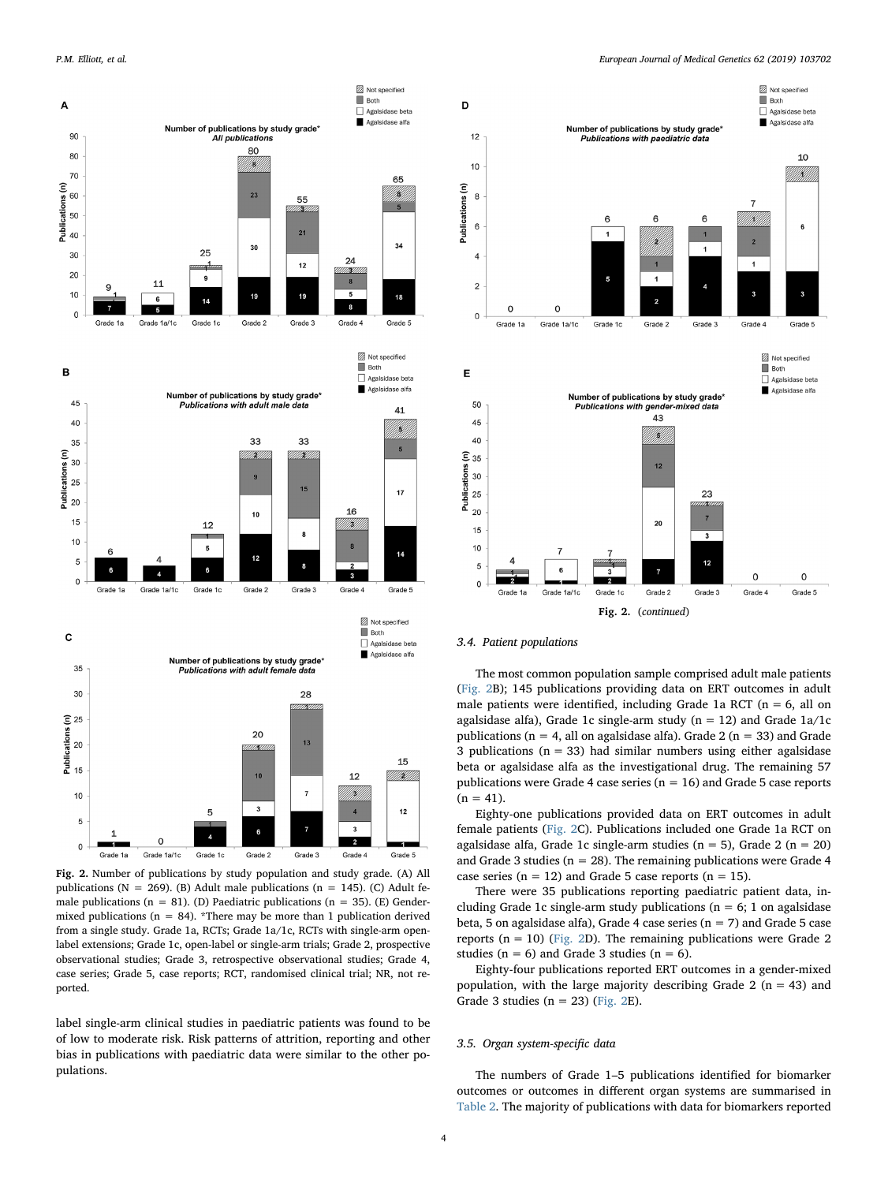A

Not specified
Both
Agalsidase beta
Agalsidase alfa

Number of publications by study grade*
*All publications*

Publications (n)

90
80
70
60
50
40
30
20
10
0

9
1
1
7
Grade 1a

11
6
5
Grade 1a/1c

25
1
1
9
14
Grade 1c

80
8
23
30
19
Grade 2

55
3
21
12
19
Grade 3

24
3
8
5
8
Grade 4

65
8
5
34
18
Grade 5

B

Not specified
Both
Agalsidase beta
Agalsidase alfa

Number of publications by study grade*
*Publications with adult male data*

Publications (n)

45
40
35
30
25
20
15
10
5
0

6
6
Grade 1a

4
4
Grade 1a/1c

12
1
5
6
Grade 1c

33
2
9
10
12
Grade 2

33
2
15
8
8
Grade 3

16
3
8
2
3
Grade 4

41
5
5
17
14
Grade 5

C

Not specified
Both
Agalsidase beta
Agalsidase alfa

Number of publications by study grade*
*Publications with adult female data*

Publications (n)

35
30
25
20
15
10
5
0

1
1
Grade 1a

0
Grade 1a/1c

5
1
4
Grade 1c

20
1
10
3
6
Grade 2

28
1
13
7
7
Grade 3

12
3
4
3
2
Grade 4

15
2
12
1
Grade 5

D

Not specified
Both
Agalsidase beta
Agalsidase alfa

Number of publications by study grade*
*Publications with paediatric data*

Publications (n)

12
10
8
6
4
2
0

0
Grade 1a

0
Grade 1a/1c

6
1
5
Grade 1c

6
2
1
1
2
Grade 2

6
1
1
4
Grade 3

7
1
2
1
3
Grade 4

10
1
6
3
Grade 5

E

Not specified
Both
Agalsidase beta
Agalsidase alfa

Number of publications by study grade*
*Publications with gender-mixed data*

Publications (n)

50
45
40
35
30
25
20
15
10
5
0

4
1
1
2
Grade 1a

7
6
1
Grade 1a/1c

7
1
1
3
2
Grade 1c

43
5
12
20
7
Grade 2

23
1
7
3
12
Grade 3

0
Grade 4

0
Grade 5

**Fig. 2.** Number of publications by study population and study grade. (A) All publications (N = 269). (B) Adult male publications (n = 145). (C) Adult female publications (n = 81). (D) Paediatric publications (n = 35). (E) Gender-mixed publications (n = 84). *There may be more than 1 publication derived from a single study. Grade 1a, RCTs; Grade 1a/1c, RCTs with single-arm open-label extensions; Grade 1c, open-label or single-arm trials; Grade 2, prospective observational studies; Grade 3, retrospective observational studies; Grade 4, case series; Grade 5, case reports; RCT, randomised clinical trial; NR, not reported.

**Fig. 2.** (*continued*)

label single-arm clinical studies in paediatric patients was found to be of low to moderate risk. Risk patterns of attrition, reporting and other bias in publications with paediatric data were similar to the other populations.

### 3.4. Patient populations

The most common population sample comprised adult male patients (Fig. 2B); 145 publications providing data on ERT outcomes in adult male patients were identified, including Grade 1a RCT (n = 6, all on agalsidase alfa), Grade 1c single-arm study (n = 12) and Grade 1a/1c publications (n = 4, all on agalsidase alfa). Grade 2 (n = 33) and Grade 3 publications (n = 33) had similar numbers using either agalsidase beta or agalsidase alfa as the investigational drug. The remaining 57 publications were Grade 4 case series (n = 16) and Grade 5 case reports (n = 41).

Eighty-one publications provided data on ERT outcomes in adult female patients (Fig. 2C). Publications included one Grade 1a RCT on agalsidase alfa, Grade 1c single-arm studies (n = 5), Grade 2 (n = 20) and Grade 3 studies (n = 28). The remaining publications were Grade 4 case series (n = 12) and Grade 5 case reports (n = 15).

There were 35 publications reporting paediatric patient data, including Grade 1c single-arm study publications (n = 6; 1 on agalsidase beta, 5 on agalsidase alfa), Grade 4 case series (n = 7) and Grade 5 case reports (n = 10) (Fig. 2D). The remaining publications were Grade 2 studies (n = 6) and Grade 3 studies (n = 6).

Eighty-four publications reported ERT outcomes in a gender-mixed population, with the large majority describing Grade 2 (n = 43) and Grade 3 studies (n = 23) (Fig. 2E).

### 3.5. Organ system-specific data

The numbers of Grade 1–5 publications identified for biomarker outcomes or outcomes in different organ systems are summarised in Table 2. The majority of publications with data for biomarkers reported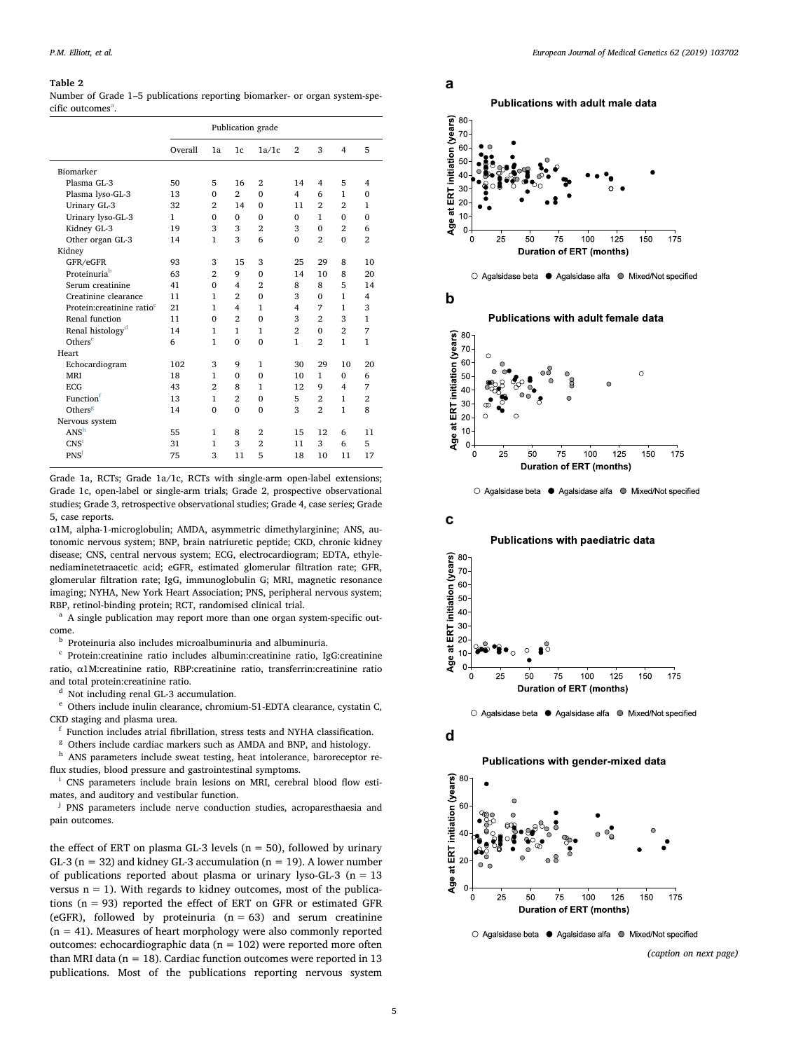**Table 2**
Number of Grade 1–5 publications reporting biomarker- or organ system-specific outcomes[a].

| | Publication grade | | | | | | | |
|---|---|---|---|---|---|---|---|---|
| | Overall | 1a | 1c | 1a/1c | 2 | 3 | 4 | 5 |
| Biomarker | | | | | | | | |
| Plasma GL-3 | 50 | 5 | 16 | 2 | 14 | 4 | 5 | 4 |
| Plasma lyso-GL-3 | 13 | 0 | 2 | 0 | 4 | 6 | 1 | 0 |
| Urinary GL-3 | 32 | 2 | 14 | 0 | 11 | 2 | 2 | 1 |
| Urinary lyso-GL-3 | 1 | 0 | 0 | 0 | 0 | 1 | 0 | 0 |
| Kidney GL-3 | 19 | 3 | 3 | 2 | 3 | 0 | 2 | 6 |
| Other organ GL-3 | 14 | 1 | 3 | 6 | 0 | 2 | 0 | 2 |
| Kidney | | | | | | | | |
| GFR/eGFR | 93 | 3 | 15 | 3 | 25 | 29 | 8 | 10 |
| Proteinuria[b] | 63 | 2 | 9 | 0 | 14 | 10 | 8 | 20 |
| Serum creatinine | 41 | 0 | 4 | 2 | 8 | 8 | 5 | 14 |
| Creatinine clearance | 11 | 1 | 2 | 0 | 3 | 0 | 1 | 4 |
| Protein:creatinine ratio[c] | 21 | 1 | 4 | 1 | 4 | 7 | 1 | 3 |
| Renal function | 11 | 0 | 2 | 0 | 3 | 2 | 3 | 1 |
| Renal histology[d] | 14 | 1 | 1 | 1 | 2 | 0 | 2 | 7 |
| Others[e] | 6 | 1 | 0 | 0 | 1 | 2 | 1 | 1 |
| Heart | | | | | | | | |
| Echocardiogram | 102 | 3 | 9 | 1 | 30 | 29 | 10 | 20 |
| MRI | 18 | 1 | 0 | 0 | 10 | 1 | 0 | 6 |
| ECG | 43 | 2 | 8 | 1 | 12 | 9 | 4 | 7 |
| Function[f] | 13 | 1 | 2 | 0 | 5 | 2 | 1 | 2 |
| Others[g] | 14 | 0 | 0 | 0 | 3 | 2 | 1 | 8 |
| Nervous system | | | | | | | | |
| ANS[h] | 55 | 1 | 8 | 2 | 15 | 12 | 6 | 11 |
| CNS[i] | 31 | 1 | 3 | 2 | 11 | 3 | 6 | 5 |
| PNS[j] | 75 | 3 | 11 | 5 | 18 | 10 | 11 | 17 |

Grade 1a, RCTs; Grade 1a/1c, RCTs with single-arm open-label extensions; Grade 1c, open-label or single-arm trials; Grade 2, prospective observational studies; Grade 3, retrospective observational studies; Grade 4, case series; Grade 5, case reports.

α1M, alpha-1-microglobulin; AMDA, asymmetric dimethylarginine; ANS, autonomic nervous system; BNP, brain natriuretic peptide; CKD, chronic kidney disease; CNS, central nervous system; ECG, electrocardiogram; EDTA, ethylenediaminetetraacetic acid; eGFR, estimated glomerular filtration rate; GFR, glomerular filtration rate; IgG, immunoglobulin G; MRI, magnetic resonance imaging; NYHA, New York Heart Association; PNS, peripheral nervous system; RBP, retinol-binding protein; RCT, randomised clinical trial.

[a] A single publication may report more than one organ system-specific outcome.

[b] Proteinuria also includes microalbuminuria and albuminuria.

[c] Protein:creatinine ratio includes albumin:creatinine ratio, IgG:creatinine ratio, α1M:creatinine ratio, RBP:creatinine ratio, transferrin:creatinine ratio and total protein:creatinine ratio.

[d] Not including renal GL-3 accumulation.

[e] Others include inulin clearance, chromium-51-EDTA clearance, cystatin C, CKD staging and plasma urea.

[f] Function includes atrial fibrillation, stress tests and NYHA classification.

[g] Others include cardiac markers such as AMDA and BNP, and histology.

[h] ANS parameters include sweat testing, heat intolerance, baroreceptor reflux studies, blood pressure and gastrointestinal symptoms.

[i] CNS parameters include brain lesions on MRI, cerebral blood flow estimates, and auditory and vestibular function.

[j] PNS parameters include nerve conduction studies, acroparesthaesia and pain outcomes.

the effect of ERT on plasma GL-3 levels (n = 50), followed by urinary GL-3 (n = 32) and kidney GL-3 accumulation (n = 19). A lower number of publications reported about plasma or urinary lyso-GL-3 (n = 13 versus n = 1). With regards to kidney outcomes, most of the publications (n = 93) reported the effect of ERT on GFR or estimated GFR (eGFR), followed by proteinuria (n = 63) and serum creatinine (n = 41). Measures of heart morphology were also commonly reported outcomes: echocardiographic data (n = 102) were reported more often than MRI data (n = 18). Cardiac function outcomes were reported in 13 publications. Most of the publications reporting nervous system

a

Publications with adult male data

Age at ERT initiation (years)

Duration of ERT (months)

○ Agalsidase beta ● Agalsidase alfa ● Mixed/Not specified

b

Publications with adult female data

Age at ERT initiation (years)

Duration of ERT (months)

○ Agalsidase beta ● Agalsidase alfa ● Mixed/Not specified

c

Publications with paediatric data

Age at ERT initiation (years)

Duration of ERT (months)

○ Agalsidase beta ● Agalsidase alfa ● Mixed/Not specified

d

Publications with gender-mixed data

Age at ERT initiation (years)

Duration of ERT (months)

○ Agalsidase beta ● Agalsidase alfa ● Mixed/Not specified

*(caption on next page)*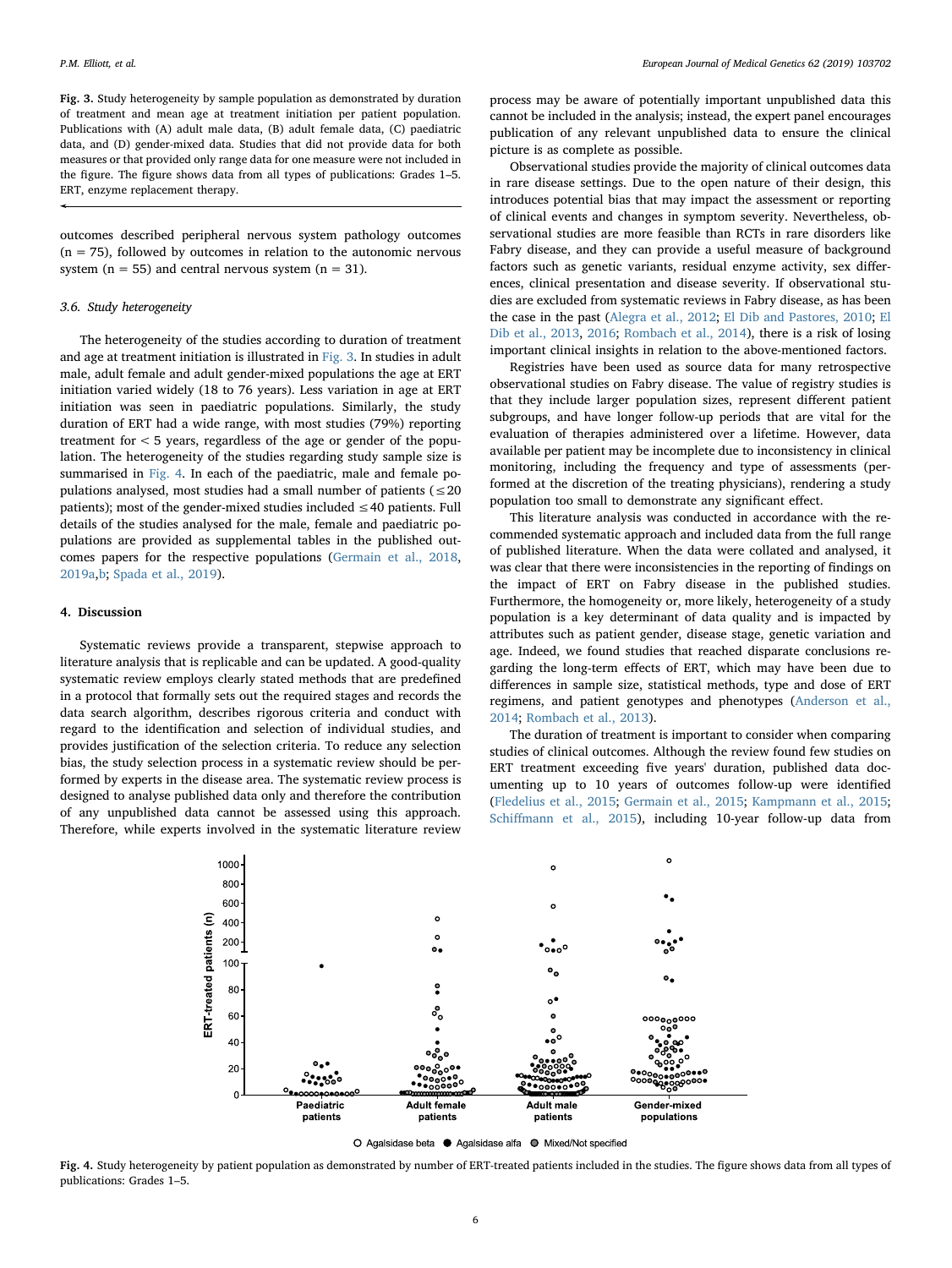**Fig. 3.** Study heterogeneity by sample population as demonstrated by duration of treatment and mean age at treatment initiation per patient population. Publications with (A) adult male data, (B) adult female data, (C) paediatric data, and (D) gender-mixed data. Studies that did not provide data for both measures or that provided only range data for one measure were not included in the figure. The figure shows data from all types of publications: Grades 1–5. ERT, enzyme replacement therapy.

outcomes described peripheral nervous system pathology outcomes (n = 75), followed by outcomes in relation to the autonomic nervous system (n = 55) and central nervous system (n = 31).

### 3.6. Study heterogeneity

The heterogeneity of the studies according to duration of treatment and age at treatment initiation is illustrated in Fig. 3. In studies in adult male, adult female and adult gender-mixed populations the age at ERT initiation varied widely (18 to 76 years). Less variation in age at ERT initiation was seen in paediatric populations. Similarly, the study duration of ERT had a wide range, with most studies (79%) reporting treatment for < 5 years, regardless of the age or gender of the population. The heterogeneity of the studies regarding study sample size is summarised in Fig. 4. In each of the paediatric, male and female populations analysed, most studies had a small number of patients (≤20 patients); most of the gender-mixed studies included ≤40 patients. Full details of the studies analysed for the male, female and paediatric populations are provided as supplemental tables in the published outcomes papers for the respective populations (Germain et al., 2018, 2019a,b; Spada et al., 2019).

## 4. Discussion

Systematic reviews provide a transparent, stepwise approach to literature analysis that is replicable and can be updated. A good-quality systematic review employs clearly stated methods that are predefined in a protocol that formally sets out the required stages and records the data search algorithm, describes rigorous criteria and conduct with regard to the identification and selection of individual studies, and provides justification of the selection criteria. To reduce any selection bias, the study selection process in a systematic review should be performed by experts in the disease area. The systematic review process is designed to analyse published data only and therefore the contribution of any unpublished data cannot be assessed using this approach. Therefore, while experts involved in the systematic literature review process may be aware of potentially important unpublished data this cannot be included in the analysis; instead, the expert panel encourages publication of any relevant unpublished data to ensure the clinical picture is as complete as possible.

Observational studies provide the majority of clinical outcomes data in rare disease settings. Due to the open nature of their design, this introduces potential bias that may impact the assessment or reporting of clinical events and changes in symptom severity. Nevertheless, observational studies are more feasible than RCTs in rare disorders like Fabry disease, and they can provide a useful measure of background factors such as genetic variants, residual enzyme activity, sex differences, clinical presentation and disease severity. If observational studies are excluded from systematic reviews in Fabry disease, as has been the case in the past (Alegra et al., 2012; El Dib and Pastores, 2010; El Dib et al., 2013, 2016; Rombach et al., 2014), there is a risk of losing important clinical insights in relation to the above-mentioned factors.

Registries have been used as source data for many retrospective observational studies on Fabry disease. The value of registry studies is that they include larger population sizes, represent different patient subgroups, and have longer follow-up periods that are vital for the evaluation of therapies administered over a lifetime. However, data available per patient may be incomplete due to inconsistency in clinical monitoring, including the frequency and type of assessments (performed at the discretion of the treating physicians), rendering a study population too small to demonstrate any significant effect.

This literature analysis was conducted in accordance with the recommended systematic approach and included data from the full range of published literature. When the data were collated and analysed, it was clear that there were inconsistencies in the reporting of findings on the impact of ERT on Fabry disease in the published studies. Furthermore, the homogeneity or, more likely, heterogeneity of a study population is a key determinant of data quality and is impacted by attributes such as patient gender, disease stage, genetic variation and age. Indeed, we found studies that reached disparate conclusions regarding the long-term effects of ERT, which may have been due to differences in sample size, statistical methods, type and dose of ERT regimens, and patient genotypes and phenotypes (Anderson et al., 2014; Rombach et al., 2013).

The duration of treatment is important to consider when comparing studies of clinical outcomes. Although the review found few studies on ERT treatment exceeding five years' duration, published data documenting up to 10 years of outcomes follow-up were identified (Fledelius et al., 2015; Germain et al., 2015; Kampmann et al., 2015; Schiffmann et al., 2015), including 10-year follow-up data from

**Fig. 4.** Study heterogeneity by patient population as demonstrated by number of ERT-treated patients included in the studies. The figure shows data from all types of publications: Grades 1–5.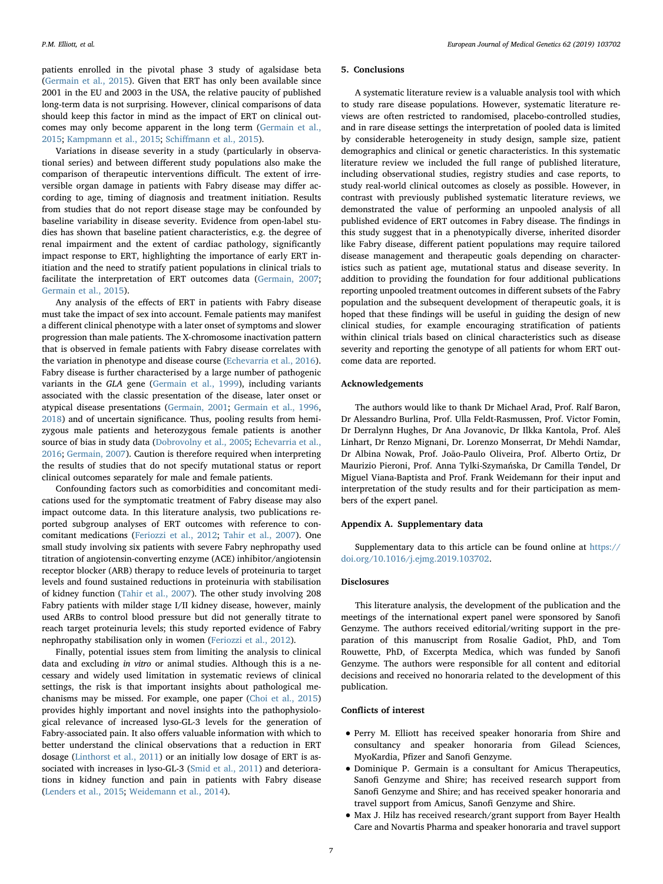patients enrolled in the pivotal phase 3 study of agalsidase beta (Germain et al., 2015). Given that ERT has only been available since 2001 in the EU and 2003 in the USA, the relative paucity of published long-term data is not surprising. However, clinical comparisons of data should keep this factor in mind as the impact of ERT on clinical outcomes may only become apparent in the long term (Germain et al., 2015; Kampmann et al., 2015; Schiffmann et al., 2015).

Variations in disease severity in a study (particularly in observational series) and between different study populations also make the comparison of therapeutic interventions difficult. The extent of irreversible organ damage in patients with Fabry disease may differ according to age, timing of diagnosis and treatment initiation. Results from studies that do not report disease stage may be confounded by baseline variability in disease severity. Evidence from open-label studies has shown that baseline patient characteristics, e.g. the degree of renal impairment and the extent of cardiac pathology, significantly impact response to ERT, highlighting the importance of early ERT initiation and the need to stratify patient populations in clinical trials to facilitate the interpretation of ERT outcomes data (Germain, 2007; Germain et al., 2015).

Any analysis of the effects of ERT in patients with Fabry disease must take the impact of sex into account. Female patients may manifest a different clinical phenotype with a later onset of symptoms and slower progression than male patients. The X-chromosome inactivation pattern that is observed in female patients with Fabry disease correlates with the variation in phenotype and disease course (Echevarria et al., 2016). Fabry disease is further characterised by a large number of pathogenic variants in the *GLA* gene (Germain et al., 1999), including variants associated with the classic presentation of the disease, later onset or atypical disease presentations (Germain, 2001; Germain et al., 1996, 2018) and of uncertain significance. Thus, pooling results from hemizygous male patients and heterozygous female patients is another source of bias in study data (Dobrovolny et al., 2005; Echevarria et al., 2016; Germain, 2007). Caution is therefore required when interpreting the results of studies that do not specify mutational status or report clinical outcomes separately for male and female patients.

Confounding factors such as comorbidities and concomitant medications used for the symptomatic treatment of Fabry disease may also impact outcome data. In this literature analysis, two publications reported subgroup analyses of ERT outcomes with reference to concomitant medications (Feriozzi et al., 2012; Tahir et al., 2007). One small study involving six patients with severe Fabry nephropathy used titration of angiotensin-converting enzyme (ACE) inhibitor/angiotensin receptor blocker (ARB) therapy to reduce levels of proteinuria to target levels and found sustained reductions in proteinuria with stabilisation of kidney function (Tahir et al., 2007). The other study involving 208 Fabry patients with milder stage I/II kidney disease, however, mainly used ARBs to control blood pressure but did not generally titrate to reach target proteinuria levels; this study reported evidence of Fabry nephropathy stabilisation only in women (Feriozzi et al., 2012).

Finally, potential issues stem from limiting the analysis to clinical data and excluding *in vitro* or animal studies. Although this is a necessary and widely used limitation in systematic reviews of clinical settings, the risk is that important insights about pathological mechanisms may be missed. For example, one paper (Choi et al., 2015) provides highly important and novel insights into the pathophysiological relevance of increased lyso-GL-3 levels for the generation of Fabry-associated pain. It also offers valuable information with which to better understand the clinical observations that a reduction in ERT dosage (Linthorst et al., 2011) or an initially low dosage of ERT is associated with increases in lyso-GL-3 (Smid et al., 2011) and deteriorations in kidney function and pain in patients with Fabry disease (Lenders et al., 2015; Weidemann et al., 2014).

## 5. Conclusions

A systematic literature review is a valuable analysis tool with which to study rare disease populations. However, systematic literature reviews are often restricted to randomised, placebo-controlled studies, and in rare disease settings the interpretation of pooled data is limited by considerable heterogeneity in study design, sample size, patient demographics and clinical or genetic characteristics. In this systematic literature review we included the full range of published literature, including observational studies, registry studies and case reports, to study real-world clinical outcomes as closely as possible. However, in contrast with previously published systematic literature reviews, we demonstrated the value of performing an unpooled analysis of all published evidence of ERT outcomes in Fabry disease. The findings in this study suggest that in a phenotypically diverse, inherited disorder like Fabry disease, different patient populations may require tailored disease management and therapeutic goals depending on characteristics such as patient age, mutational status and disease severity. In addition to providing the foundation for four additional publications reporting unpooled treatment outcomes in different subsets of the Fabry population and the subsequent development of therapeutic goals, it is hoped that these findings will be useful in guiding the design of new clinical studies, for example encouraging stratification of patients within clinical trials based on clinical characteristics such as disease severity and reporting the genotype of all patients for whom ERT outcome data are reported.

## Acknowledgements

The authors would like to thank Dr Michael Arad, Prof. Ralf Baron, Dr Alessandro Burlina, Prof. Ulla Feldt-Rasmussen, Prof. Victor Fomin, Dr Derralynn Hughes, Dr Ana Jovanovic, Dr Ilkka Kantola, Prof. Aleš Linhart, Dr Renzo Mignani, Dr. Lorenzo Monserrat, Dr Mehdi Namdar, Dr Albina Nowak, Prof. João-Paulo Oliveira, Prof. Alberto Ortiz, Dr Maurizio Pieroni, Prof. Anna Tylki-Szymańska, Dr Camilla Tøndel, Dr Miguel Viana-Baptista and Prof. Frank Weidemann for their input and interpretation of the study results and for their participation as members of the expert panel.

## Appendix A. Supplementary data

Supplementary data to this article can be found online at https://doi.org/10.1016/j.ejmg.2019.103702.

## Disclosures

This literature analysis, the development of the publication and the meetings of the international expert panel were sponsored by Sanofi Genzyme. The authors received editorial/writing support in the preparation of this manuscript from Rosalie Gadiot, PhD, and Tom Rouwette, PhD, of Excerpta Medica, which was funded by Sanofi Genzyme. The authors were responsible for all content and editorial decisions and received no honoraria related to the development of this publication.

## Conflicts of interest

- Perry M. Elliott has received speaker honoraria from Shire and consultancy and speaker honoraria from Gilead Sciences, MyoKardia, Pfizer and Sanofi Genzyme.
- Dominique P. Germain is a consultant for Amicus Therapeutics, Sanofi Genzyme and Shire; has received research support from Sanofi Genzyme and Shire; and has received speaker honoraria and travel support from Amicus, Sanofi Genzyme and Shire.
- Max J. Hilz has received research/grant support from Bayer Health Care and Novartis Pharma and speaker honoraria and travel support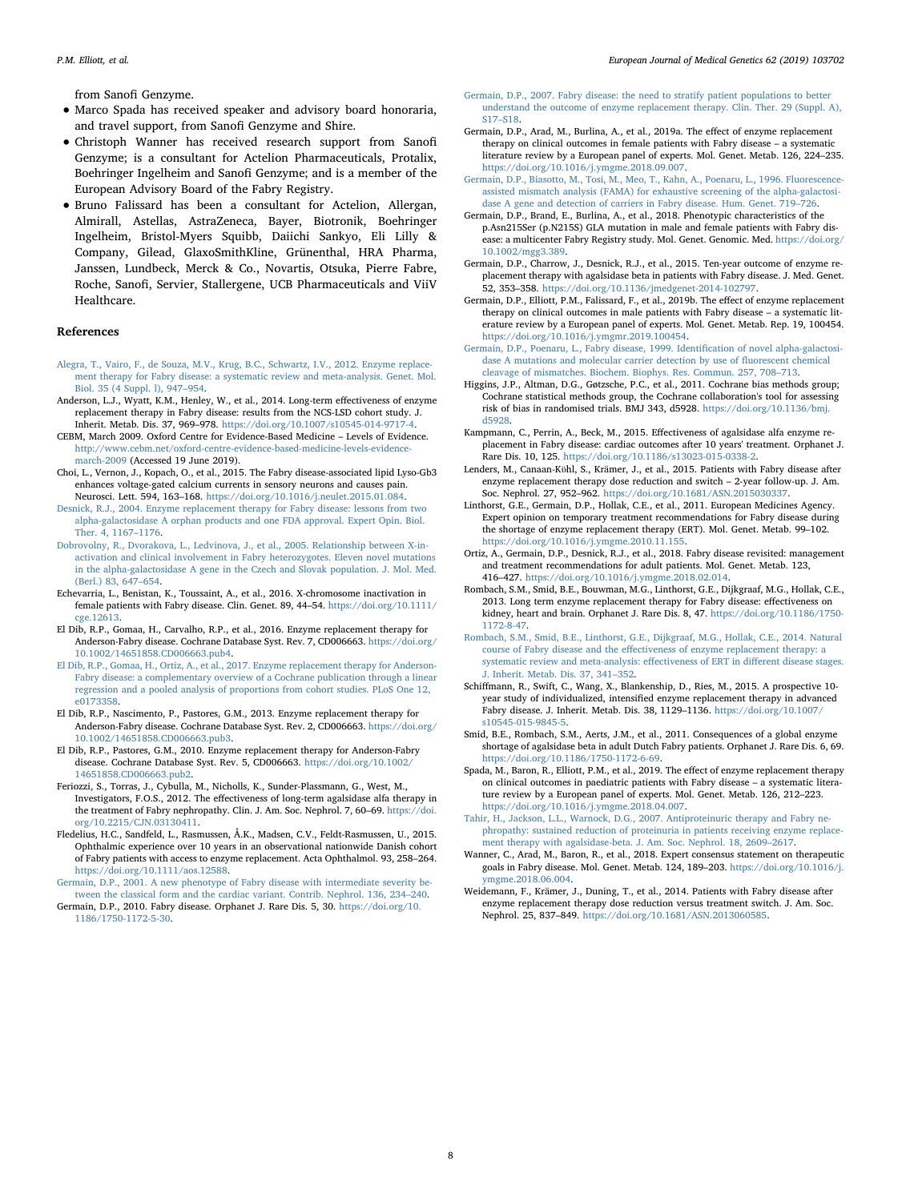from Sanofi Genzyme.

- Marco Spada has received speaker and advisory board honoraria, and travel support, from Sanofi Genzyme and Shire.
- Christoph Wanner has received research support from Sanofi Genzyme; is a consultant for Actelion Pharmaceuticals, Protalix, Boehringer Ingelheim and Sanofi Genzyme; and is a member of the European Advisory Board of the Fabry Registry.
- Bruno Falissard has been a consultant for Actelion, Allergan, Almirall, Astellas, AstraZeneca, Bayer, Biotronik, Boehringer Ingelheim, Bristol-Myers Squibb, Daiichi Sankyo, Eli Lilly & Company, Gilead, GlaxoSmithKline, Grünenthal, HRA Pharma, Janssen, Lundbeck, Merck & Co., Novartis, Otsuka, Pierre Fabre, Roche, Sanofi, Servier, Stallergene, UCB Pharmaceuticals and ViiV Healthcare.

## References

Alegra, T., Vairo, F., de Souza, M.V., Krug, B.C., Schwartz, I.V., 2012. Enzyme replacement therapy for Fabry disease: a systematic review and meta-analysis. Genet. Mol. Biol. 35 (4 Suppl. l), 947–954.

Anderson, L.J., Wyatt, K.M., Henley, W., et al., 2014. Long-term effectiveness of enzyme replacement therapy in Fabry disease: results from the NCS-LSD cohort study. J. Inherit. Metab. Dis. 37, 969–978. https://doi.org/10.1007/s10545-014-9717-4.

CEBM, March 2009. Oxford Centre for Evidence-Based Medicine – Levels of Evidence. http://www.cebm.net/oxford-centre-evidence-based-medicine-levels-evidence-march-2009 (Accessed 19 June 2019).

Choi, L., Vernon, J., Kopach, O., et al., 2015. The Fabry disease-associated lipid Lyso-Gb3 enhances voltage-gated calcium currents in sensory neurons and causes pain. Neurosci. Lett. 594, 163–168. https://doi.org/10.1016/j.neulet.2015.01.084.

Desnick, R.J., 2004. Enzyme replacement therapy for Fabry disease: lessons from two alpha-galactosidase A orphan products and one FDA approval. Expert Opin. Biol. Ther. 4, 1167–1176.

Dobrovolny, R., Dvorakova, L., Ledvinova, J., et al., 2005. Relationship between X-inactivation and clinical involvement in Fabry heterozygotes. Eleven novel mutations in the alpha-galactosidase A gene in the Czech and Slovak population. J. Mol. Med. (Berl.) 83, 647–654.

Echevarria, L., Benistan, K., Toussaint, A., et al., 2016. X-chromosome inactivation in female patients with Fabry disease. Clin. Genet. 89, 44–54. https://doi.org/10.1111/cge.12613.

El Dib, R.P., Gomaa, H., Carvalho, R.P., et al., 2016. Enzyme replacement therapy for Anderson-Fabry disease. Cochrane Database Syst. Rev. 7, CD006663. https://doi.org/10.1002/14651858.CD006663.pub4.

El Dib, R.P., Gomaa, H., Ortiz, A., et al., 2017. Enzyme replacement therapy for Anderson-Fabry disease: a complementary overview of a Cochrane publication through a linear regression and a pooled analysis of proportions from cohort studies. PLoS One 12, e0173358.

El Dib, R.P., Nascimento, P., Pastores, G.M., 2013. Enzyme replacement therapy for Anderson-Fabry disease. Cochrane Database Syst. Rev. 2, CD006663. https://doi.org/10.1002/14651858.CD006663.pub3.

El Dib, R.P., Pastores, G.M., 2010. Enzyme replacement therapy for Anderson-Fabry disease. Cochrane Database Syst. Rev. 5, CD006663. https://doi.org/10.1002/14651858.CD006663.pub2.

Feriozzi, S., Torras, J., Cybulla, M., Nicholls, K., Sunder-Plassmann, G., West, M., Investigators, F.O.S., 2012. The effectiveness of long-term agalsidase alfa therapy in the treatment of Fabry nephropathy. Clin. J. Am. Soc. Nephrol. 7, 60–69. https://doi.org/10.2215/CJN.03130411.

Fledelius, H.C., Sandfeld, L., Rasmussen, Å.K., Madsen, C.V., Feldt-Rasmussen, U., 2015. Ophthalmic experience over 10 years in an observational nationwide Danish cohort of Fabry patients with access to enzyme replacement. Acta Ophthalmol. 93, 258–264. https://doi.org/10.1111/aos.12588.

Germain, D.P., 2001. A new phenotype of Fabry disease with intermediate severity between the classical form and the cardiac variant. Contrib. Nephrol. 136, 234–240.

Germain, D.P., 2010. Fabry disease. Orphanet J. Rare Dis. 5, 30. https://doi.org/10.1186/1750-1172-5-30.

Germain, D.P., 2007. Fabry disease: the need to stratify patient populations to better understand the outcome of enzyme replacement therapy. Clin. Ther. 29 (Suppl. A), S17–S18.

Germain, D.P., Arad, M., Burlina, A., et al., 2019a. The effect of enzyme replacement therapy on clinical outcomes in female patients with Fabry disease – a systematic literature review by a European panel of experts. Mol. Genet. Metab. 126, 224–235. https://doi.org/10.1016/j.ymgme.2018.09.007.

Germain, D.P., Biasotto, M., Tosi, M., Meo, T., Kahn, A., Poenaru, L., 1996. Fluorescence-assisted mismatch analysis (FAMA) for exhaustive screening of the alpha-galactosidase A gene and detection of carriers in Fabry disease. Hum. Genet. 719–726.

Germain, D.P., Brand, E., Burlina, A., et al., 2018. Phenotypic characteristics of the p.Asn215Ser (p.N215S) GLA mutation in male and female patients with Fabry disease: a multicenter Fabry Registry study. Mol. Genet. Genomic. Med. https://doi.org/10.1002/mgg3.389.

Germain, D.P., Charrow, J., Desnick, R.J., et al., 2015. Ten-year outcome of enzyme replacement therapy with agalsidase beta in patients with Fabry disease. J. Med. Genet. 52, 353–358. https://doi.org/10.1136/jmedgenet-2014-102797.

Germain, D.P., Elliott, P.M., Falissard, F., et al., 2019b. The effect of enzyme replacement therapy on clinical outcomes in male patients with Fabry disease – a systematic literature review by a European panel of experts. Mol. Genet. Metab. Rep. 19, 100454. https://doi.org/10.1016/j.ymgmr.2019.100454.

Germain, D.P., Poenaru, L., Fabry disease, 1999. Identification of novel alpha-galactosidase A mutations and molecular carrier detection by use of fluorescent chemical cleavage of mismatches. Biochem. Biophys. Res. Commun. 257, 708–713.

Higgins, J.P., Altman, D.G., Gøtzsche, P.C., et al., 2011. Cochrane bias methods group; Cochrane statistical methods group, the Cochrane collaboration's tool for assessing risk of bias in randomised trials. BMJ 343, d5928. https://doi.org/10.1136/bmj.d5928.

Kampmann, C., Perrin, A., Beck, M., 2015. Effectiveness of agalsidase alfa enzyme replacement in Fabry disease: cardiac outcomes after 10 years' treatment. Orphanet J. Rare Dis. 10, 125. https://doi.org/10.1186/s13023-015-0338-2.

Lenders, M., Canaan-Kühl, S., Krämer, J., et al., 2015. Patients with Fabry disease after enzyme replacement therapy dose reduction and switch – 2-year follow-up. J. Am. Soc. Nephrol. 27, 952–962. https://doi.org/10.1681/ASN.2015030337.

Linthorst, G.E., Germain, D.P., Hollak, C.E., et al., 2011. European Medicines Agency. Expert opinion on temporary treatment recommendations for Fabry disease during the shortage of enzyme replacement therapy (ERT). Mol. Genet. Metab. 99–102. https://doi.org/10.1016/j.ymgme.2010.11.155.

Ortiz, A., Germain, D.P., Desnick, R.J., et al., 2018. Fabry disease revisited: management and treatment recommendations for adult patients. Mol. Genet. Metab. 123, 416–427. https://doi.org/10.1016/j.ymgme.2018.02.014.

Rombach, S.M., Smid, B.E., Bouwman, M.G., Linthorst, G.E., Dijkgraaf, M.G., Hollak, C.E., 2013. Long term enzyme replacement therapy for Fabry disease: effectiveness on kidney, heart and brain. Orphanet J. Rare Dis. 8, 47. https://doi.org/10.1186/1750-1172-8-47.

Rombach, S.M., Smid, B.E., Linthorst, G.E., Dijkgraaf, M.G., Hollak, C.E., 2014. Natural course of Fabry disease and the effectiveness of enzyme replacement therapy: a systematic review and meta-analysis: effectiveness of ERT in different disease stages. J. Inherit. Metab. Dis. 37, 341–352.

Schiffmann, R., Swift, C., Wang, X., Blankenship, D., Ries, M., 2015. A prospective 10-year study of individualized, intensified enzyme replacement therapy in advanced Fabry disease. J. Inherit. Metab. Dis. 38, 1129–1136. https://doi.org/10.1007/s10545-015-9845-5.

Smid, B.E., Rombach, S.M., Aerts, J.M., et al., 2011. Consequences of a global enzyme shortage of agalsidase beta in adult Dutch Fabry patients. Orphanet J. Rare Dis. 6, 69. https://doi.org/10.1186/1750-1172-6-69.

Spada, M., Baron, R., Elliott, P.M., et al., 2019. The effect of enzyme replacement therapy on clinical outcomes in paediatric patients with Fabry disease – a systematic literature review by a European panel of experts. Mol. Genet. Metab. 126, 212–223. https://doi.org/10.1016/j.ymgme.2018.04.007.

Tahir, H., Jackson, L.L., Warnock, D.G., 2007. Antiproteinuric therapy and Fabry nephropathy: sustained reduction of proteinuria in patients receiving enzyme replacement therapy with agalsidase-beta. J. Am. Soc. Nephrol. 18, 2609–2617.

Wanner, C., Arad, M., Baron, R., et al., 2018. Expert consensus statement on therapeutic goals in Fabry disease. Mol. Genet. Metab. 124, 189–203. https://doi.org/10.1016/j.ymgme.2018.06.004.

Weidemann, F., Krämer, J., Duning, T., et al., 2014. Patients with Fabry disease after enzyme replacement therapy dose reduction versus treatment switch. J. Am. Soc. Nephrol. 25, 837–849. https://doi.org/10.1681/ASN.2013060585.